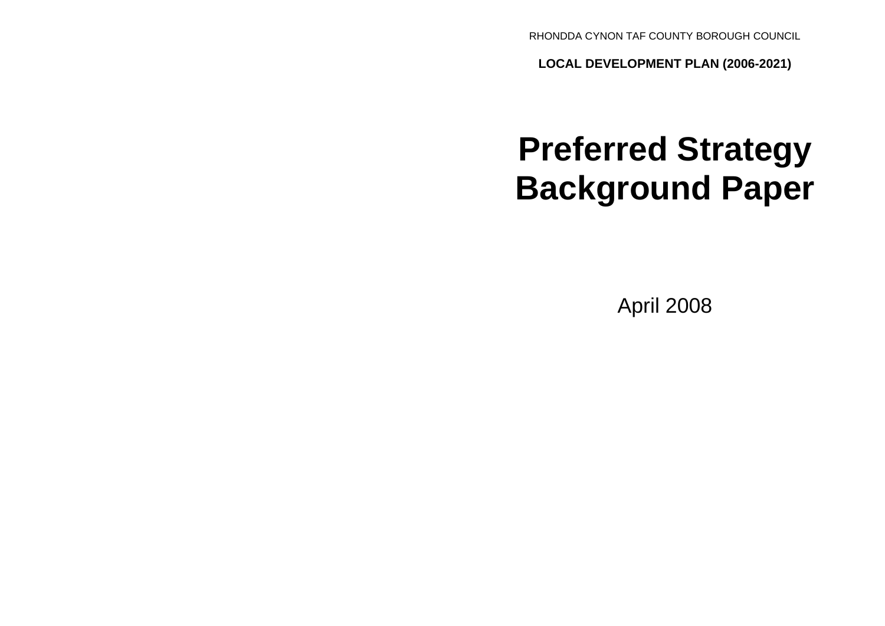RHONDDA CYNON TAF COUNTY BOROUGH COUNCIL

**LOCAL DEVELOPMENT PLAN (2006-2021)**

# Preferred Strategy Background Paper

April 2008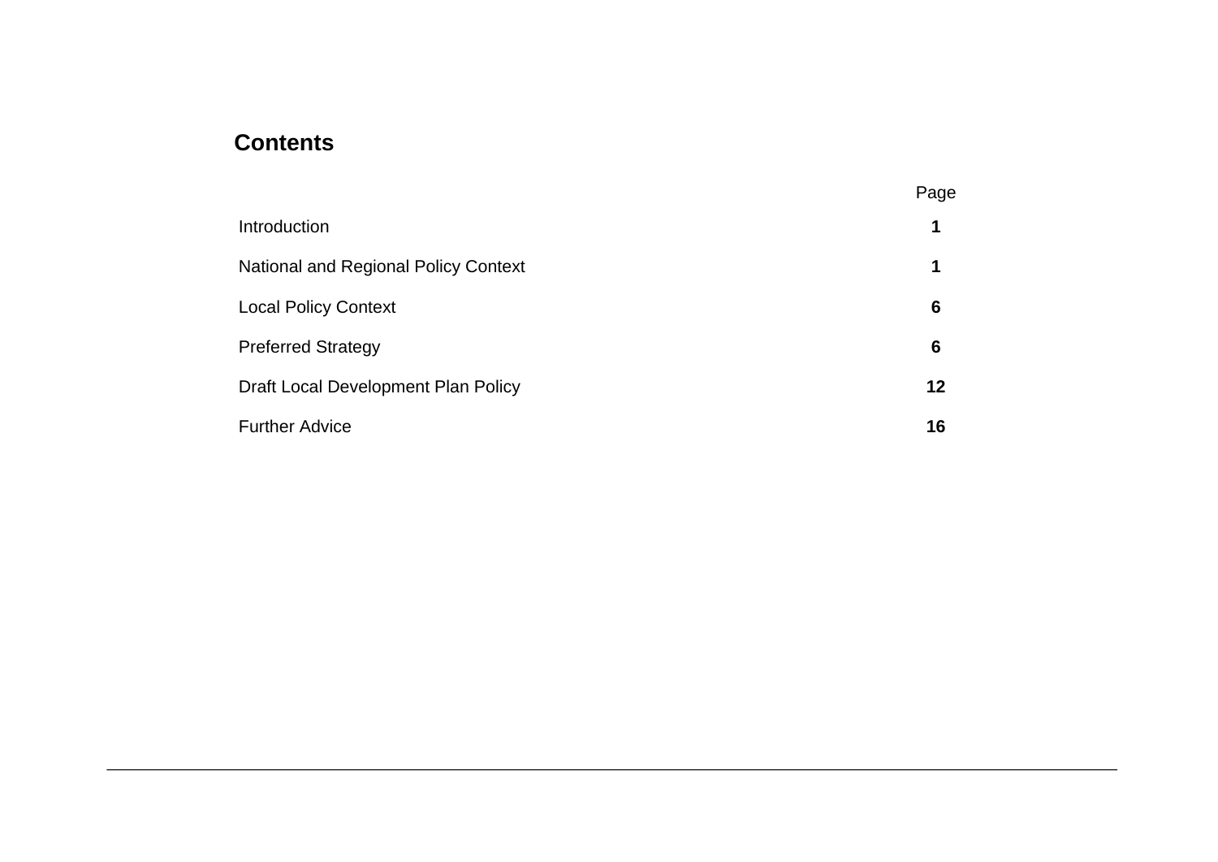## Contents

| | Page |
|---|---|
| Introduction | **1** |
| National and Regional Policy Context | **1** |
| Local Policy Context | **6** |
| Preferred Strategy | **6** |
| Draft Local Development Plan Policy | **12** |
| Further Advice | **16** |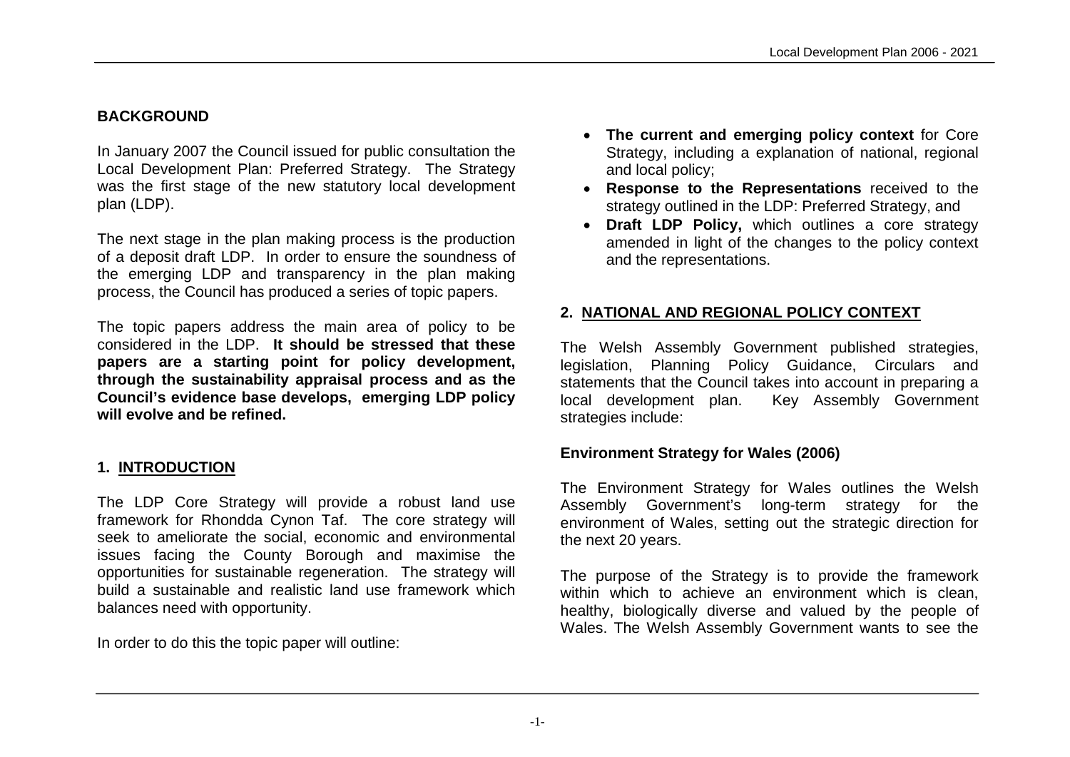## BACKGROUND

In January 2007 the Council issued for public consultation the Local Development Plan: Preferred Strategy. The Strategy was the first stage of the new statutory local development plan (LDP).

The next stage in the plan making process is the production of a deposit draft LDP. In order to ensure the soundness of the emerging LDP and transparency in the plan making process, the Council has produced a series of topic papers.

The topic papers address the main area of policy to be considered in the LDP. **It should be stressed that these papers are a starting point for policy development, through the sustainability appraisal process and as the Council's evidence base develops, emerging LDP policy will evolve and be refined.**

## 1. INTRODUCTION

The LDP Core Strategy will provide a robust land use framework for Rhondda Cynon Taf. The core strategy will seek to ameliorate the social, economic and environmental issues facing the County Borough and maximise the opportunities for sustainable regeneration. The strategy will build a sustainable and realistic land use framework which balances need with opportunity.

In order to do this the topic paper will outline:

- **The current and emerging policy context** for Core Strategy, including a explanation of national, regional and local policy;
- **Response to the Representations** received to the strategy outlined in the LDP: Preferred Strategy, and
- **Draft LDP Policy,** which outlines a core strategy amended in light of the changes to the policy context and the representations.

## 2. NATIONAL AND REGIONAL POLICY CONTEXT

The Welsh Assembly Government published strategies, legislation, Planning Policy Guidance, Circulars and statements that the Council takes into account in preparing a local development plan. Key Assembly Government strategies include:

### Environment Strategy for Wales (2006)

The Environment Strategy for Wales outlines the Welsh Assembly Government's long-term strategy for the environment of Wales, setting out the strategic direction for the next 20 years.

The purpose of the Strategy is to provide the framework within which to achieve an environment which is clean, healthy, biologically diverse and valued by the people of Wales. The Welsh Assembly Government wants to see the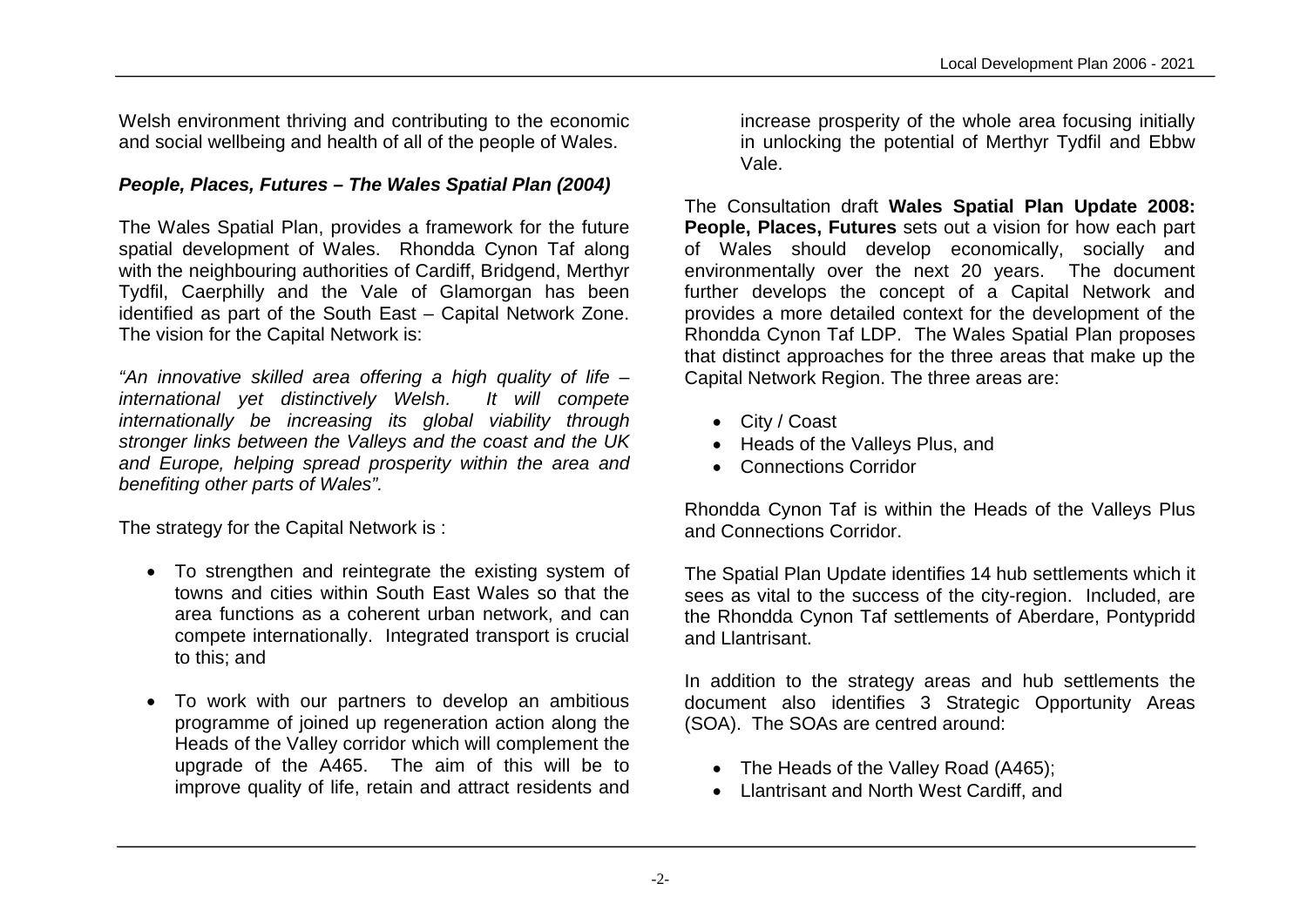Welsh environment thriving and contributing to the economic and social wellbeing and health of all of the people of Wales.

***People, Places, Futures – The Wales Spatial Plan (2004)***

The Wales Spatial Plan, provides a framework for the future spatial development of Wales. Rhondda Cynon Taf along with the neighbouring authorities of Cardiff, Bridgend, Merthyr Tydfil, Caerphilly and the Vale of Glamorgan has been identified as part of the South East – Capital Network Zone. The vision for the Capital Network is:

*"An innovative skilled area offering a high quality of life – international yet distinctively Welsh. It will compete internationally be increasing its global viability through stronger links between the Valleys and the coast and the UK and Europe, helping spread prosperity within the area and benefiting other parts of Wales".*

The strategy for the Capital Network is :

- To strengthen and reintegrate the existing system of towns and cities within South East Wales so that the area functions as a coherent urban network, and can compete internationally. Integrated transport is crucial to this; and

- To work with our partners to develop an ambitious programme of joined up regeneration action along the Heads of the Valley corridor which will complement the upgrade of the A465. The aim of this will be to improve quality of life, retain and attract residents and increase prosperity of the whole area focusing initially in unlocking the potential of Merthyr Tydfil and Ebbw Vale.

The Consultation draft **Wales Spatial Plan Update 2008: People, Places, Futures** sets out a vision for how each part of Wales should develop economically, socially and environmentally over the next 20 years. The document further develops the concept of a Capital Network and provides a more detailed context for the development of the Rhondda Cynon Taf LDP. The Wales Spatial Plan proposes that distinct approaches for the three areas that make up the Capital Network Region. The three areas are:

- City / Coast
- Heads of the Valleys Plus, and
- Connections Corridor

Rhondda Cynon Taf is within the Heads of the Valleys Plus and Connections Corridor.

The Spatial Plan Update identifies 14 hub settlements which it sees as vital to the success of the city-region. Included, are the Rhondda Cynon Taf settlements of Aberdare, Pontypridd and Llantrisant.

In addition to the strategy areas and hub settlements the document also identifies 3 Strategic Opportunity Areas (SOA). The SOAs are centred around:

- The Heads of the Valley Road (A465);
- Llantrisant and North West Cardiff, and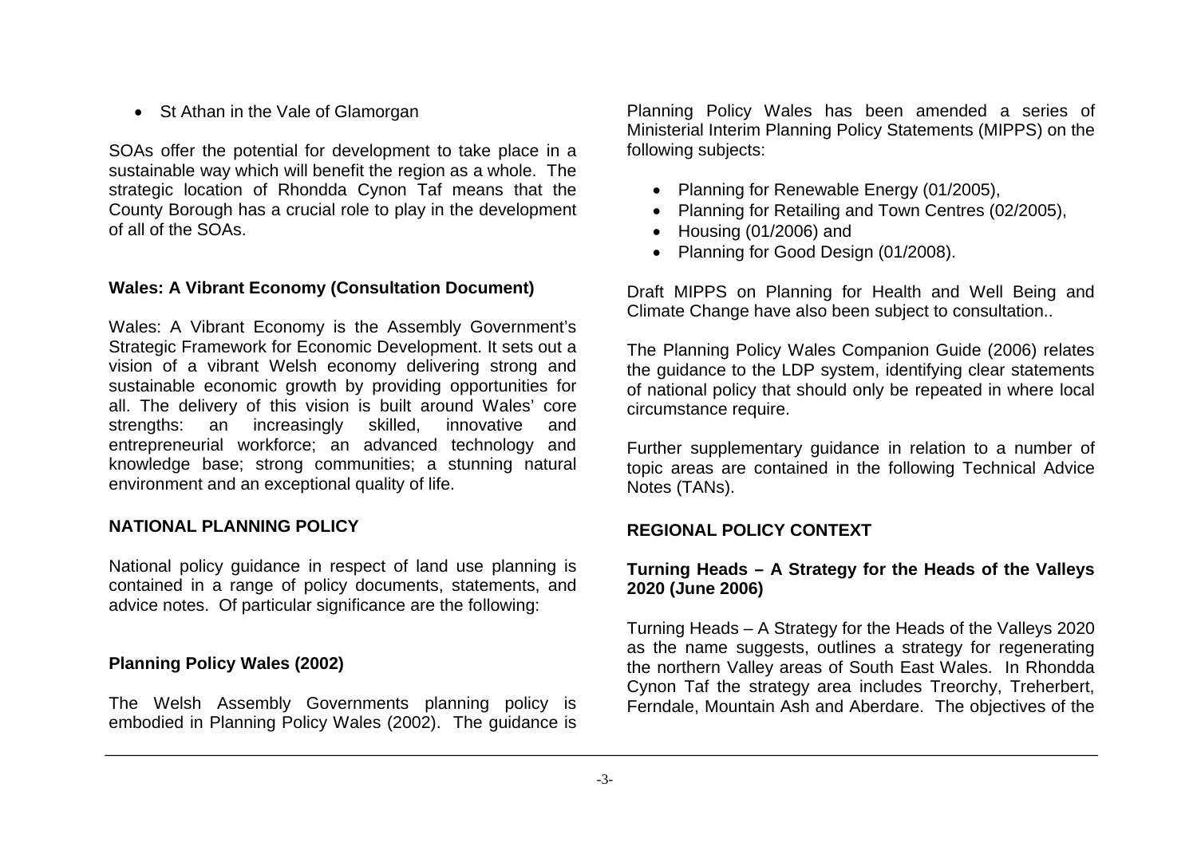- St Athan in the Vale of Glamorgan

SOAs offer the potential for development to take place in a sustainable way which will benefit the region as a whole. The strategic location of Rhondda Cynon Taf means that the County Borough has a crucial role to play in the development of all of the SOAs.

### Wales: A Vibrant Economy (Consultation Document)

Wales: A Vibrant Economy is the Assembly Government's Strategic Framework for Economic Development. It sets out a vision of a vibrant Welsh economy delivering strong and sustainable economic growth by providing opportunities for all. The delivery of this vision is built around Wales' core strengths: an increasingly skilled, innovative and entrepreneurial workforce; an advanced technology and knowledge base; strong communities; a stunning natural environment and an exceptional quality of life.

## NATIONAL PLANNING POLICY

National policy guidance in respect of land use planning is contained in a range of policy documents, statements, and advice notes. Of particular significance are the following:

### Planning Policy Wales (2002)

The Welsh Assembly Governments planning policy is embodied in Planning Policy Wales (2002). The guidance is Planning Policy Wales has been amended a series of Ministerial Interim Planning Policy Statements (MIPPS) on the following subjects:

- Planning for Renewable Energy (01/2005),
- Planning for Retailing and Town Centres (02/2005),
- Housing (01/2006) and
- Planning for Good Design (01/2008).

Draft MIPPS on Planning for Health and Well Being and Climate Change have also been subject to consultation..

The Planning Policy Wales Companion Guide (2006) relates the guidance to the LDP system, identifying clear statements of national policy that should only be repeated in where local circumstance require.

Further supplementary guidance in relation to a number of topic areas are contained in the following Technical Advice Notes (TANs).

## REGIONAL POLICY CONTEXT

### Turning Heads – A Strategy for the Heads of the Valleys 2020 (June 2006)

Turning Heads – A Strategy for the Heads of the Valleys 2020 as the name suggests, outlines a strategy for regenerating the northern Valley areas of South East Wales. In Rhondda Cynon Taf the strategy area includes Treorchy, Treherbert, Ferndale, Mountain Ash and Aberdare. The objectives of the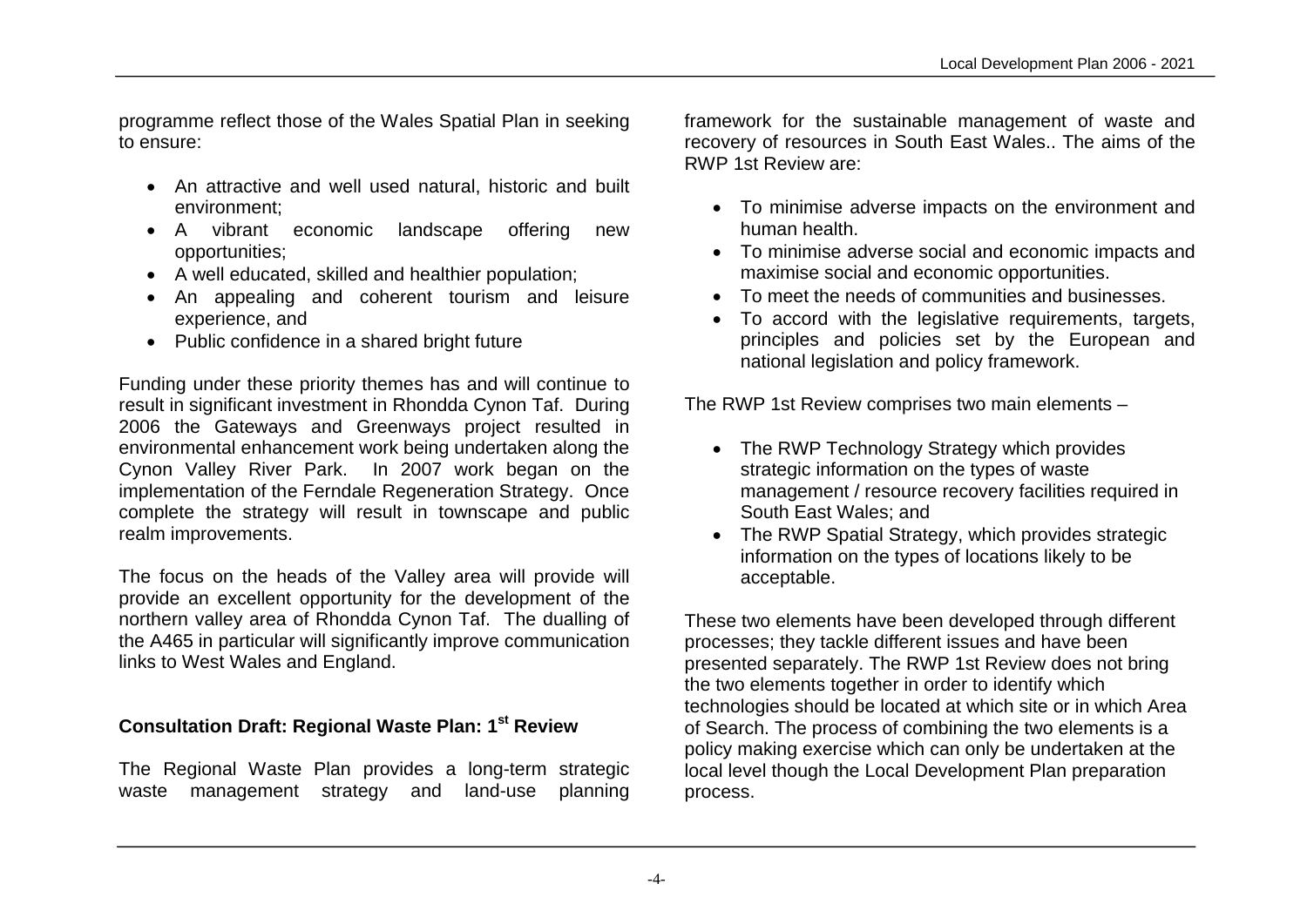programme reflect those of the Wales Spatial Plan in seeking to ensure:

- An attractive and well used natural, historic and built environment;
- A vibrant economic landscape offering new opportunities;
- A well educated, skilled and healthier population;
- An appealing and coherent tourism and leisure experience, and
- Public confidence in a shared bright future

Funding under these priority themes has and will continue to result in significant investment in Rhondda Cynon Taf. During 2006 the Gateways and Greenways project resulted in environmental enhancement work being undertaken along the Cynon Valley River Park. In 2007 work began on the implementation of the Ferndale Regeneration Strategy. Once complete the strategy will result in townscape and public realm improvements.

The focus on the heads of the Valley area will provide will provide an excellent opportunity for the development of the northern valley area of Rhondda Cynon Taf. The dualling of the A465 in particular will significantly improve communication links to West Wales and England.

### Consultation Draft: Regional Waste Plan: 1st Review

The Regional Waste Plan provides a long-term strategic waste management strategy and land-use planning framework for the sustainable management of waste and recovery of resources in South East Wales.. The aims of the RWP 1st Review are:

- To minimise adverse impacts on the environment and human health.
- To minimise adverse social and economic impacts and maximise social and economic opportunities.
- To meet the needs of communities and businesses.
- To accord with the legislative requirements, targets, principles and policies set by the European and national legislation and policy framework.

The RWP 1st Review comprises two main elements –

- The RWP Technology Strategy which provides strategic information on the types of waste management / resource recovery facilities required in South East Wales; and
- The RWP Spatial Strategy, which provides strategic information on the types of locations likely to be acceptable.

These two elements have been developed through different processes; they tackle different issues and have been presented separately. The RWP 1st Review does not bring the two elements together in order to identify which technologies should be located at which site or in which Area of Search. The process of combining the two elements is a policy making exercise which can only be undertaken at the local level though the Local Development Plan preparation process.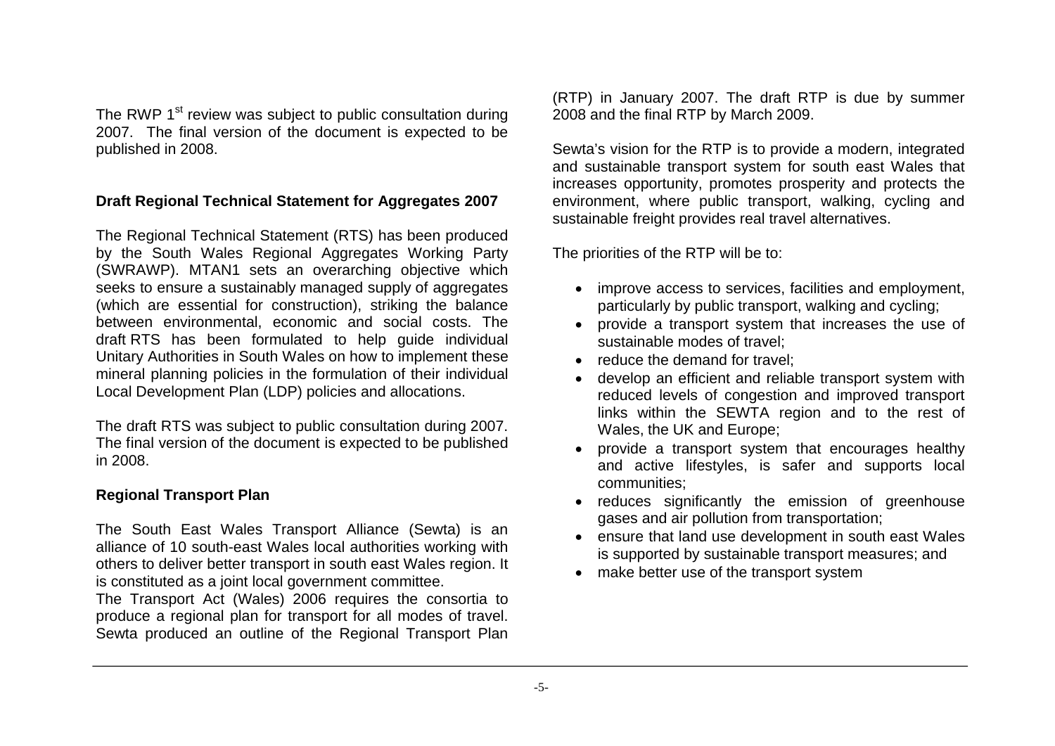The RWP 1st review was subject to public consultation during 2007. The final version of the document is expected to be published in 2008.

### Draft Regional Technical Statement for Aggregates 2007

The Regional Technical Statement (RTS) has been produced by the South Wales Regional Aggregates Working Party (SWRAWP). MTAN1 sets an overarching objective which seeks to ensure a sustainably managed supply of aggregates (which are essential for construction), striking the balance between environmental, economic and social costs. The draft RTS has been formulated to help guide individual Unitary Authorities in South Wales on how to implement these mineral planning policies in the formulation of their individual Local Development Plan (LDP) policies and allocations.

The draft RTS was subject to public consultation during 2007. The final version of the document is expected to be published in 2008.

### Regional Transport Plan

The South East Wales Transport Alliance (Sewta) is an alliance of 10 south-east Wales local authorities working with others to deliver better transport in south east Wales region. It is constituted as a joint local government committee.

The Transport Act (Wales) 2006 requires the consortia to produce a regional plan for transport for all modes of travel. Sewta produced an outline of the Regional Transport Plan (RTP) in January 2007. The draft RTP is due by summer 2008 and the final RTP by March 2009.

Sewta's vision for the RTP is to provide a modern, integrated and sustainable transport system for south east Wales that increases opportunity, promotes prosperity and protects the environment, where public transport, walking, cycling and sustainable freight provides real travel alternatives.

The priorities of the RTP will be to:

- improve access to services, facilities and employment, particularly by public transport, walking and cycling;
- provide a transport system that increases the use of sustainable modes of travel;
- reduce the demand for travel;
- develop an efficient and reliable transport system with reduced levels of congestion and improved transport links within the SEWTA region and to the rest of Wales, the UK and Europe;
- provide a transport system that encourages healthy and active lifestyles, is safer and supports local communities;
- reduces significantly the emission of greenhouse gases and air pollution from transportation;
- ensure that land use development in south east Wales is supported by sustainable transport measures; and
- make better use of the transport system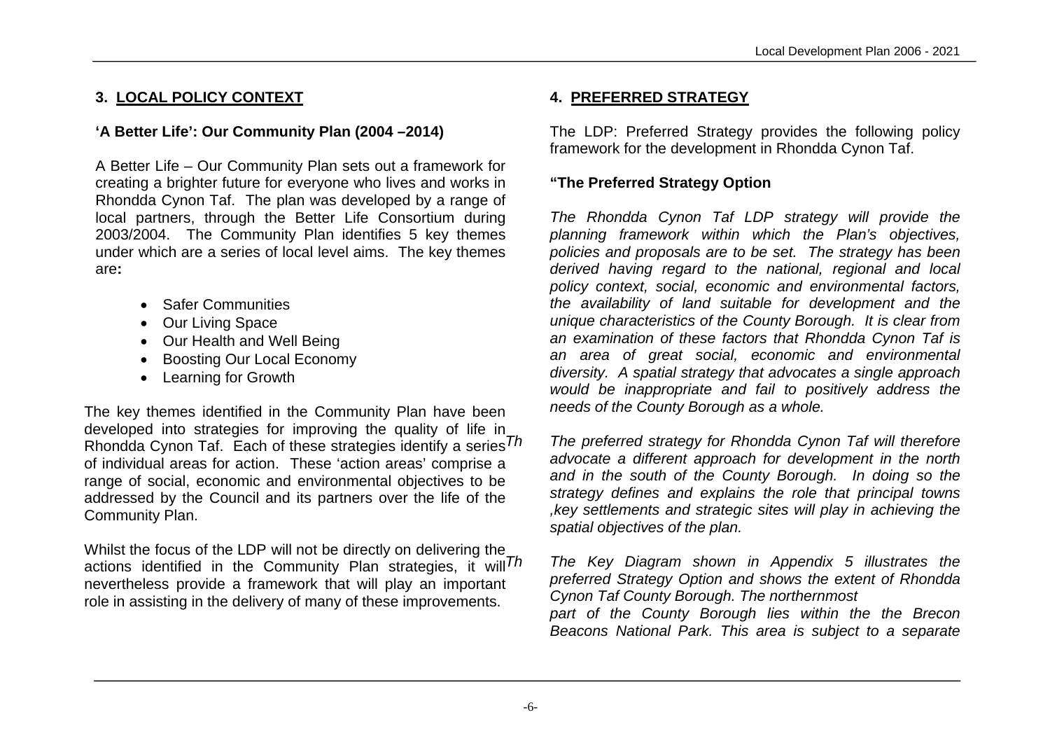## 3. LOCAL POLICY CONTEXT

### 'A Better Life': Our Community Plan (2004 –2014)

A Better Life – Our Community Plan sets out a framework for creating a brighter future for everyone who lives and works in Rhondda Cynon Taf. The plan was developed by a range of local partners, through the Better Life Consortium during 2003/2004. The Community Plan identifies 5 key themes under which are a series of local level aims. The key themes are**:**

- Safer Communities
- Our Living Space
- Our Health and Well Being
- Boosting Our Local Economy
- Learning for Growth

The key themes identified in the Community Plan have been developed into strategies for improving the quality of life in Rhondda Cynon Taf. Each of these strategies identify a series of individual areas for action. These 'action areas' comprise a range of social, economic and environmental objectives to be addressed by the Council and its partners over the life of the Community Plan.

Whilst the focus of the LDP will not be directly on delivering the actions identified in the Community Plan strategies, it will nevertheless provide a framework that will play an important role in assisting in the delivery of many of these improvements.

## 4. PREFERRED STRATEGY

The LDP: Preferred Strategy provides the following policy framework for the development in Rhondda Cynon Taf.

**"The Preferred Strategy Option**

*The Rhondda Cynon Taf LDP strategy will provide the planning framework within which the Plan's objectives, policies and proposals are to be set. The strategy has been derived having regard to the national, regional and local policy context, social, economic and environmental factors, the availability of land suitable for development and the unique characteristics of the County Borough. It is clear from an examination of these factors that Rhondda Cynon Taf is an area of great social, economic and environmental diversity. A spatial strategy that advocates a single approach would be inappropriate and fail to positively address the needs of the County Borough as a whole.*

*The preferred strategy for Rhondda Cynon Taf will therefore advocate a different approach for development in the north and in the south of the County Borough. In doing so the strategy defines and explains the role that principal towns ,key settlements and strategic sites will play in achieving the spatial objectives of the plan.*

*The Key Diagram shown in Appendix 5 illustrates the preferred Strategy Option and shows the extent of Rhondda Cynon Taf County Borough. The northernmost part of the County Borough lies within the the Brecon Beacons National Park. This area is subject to a separate*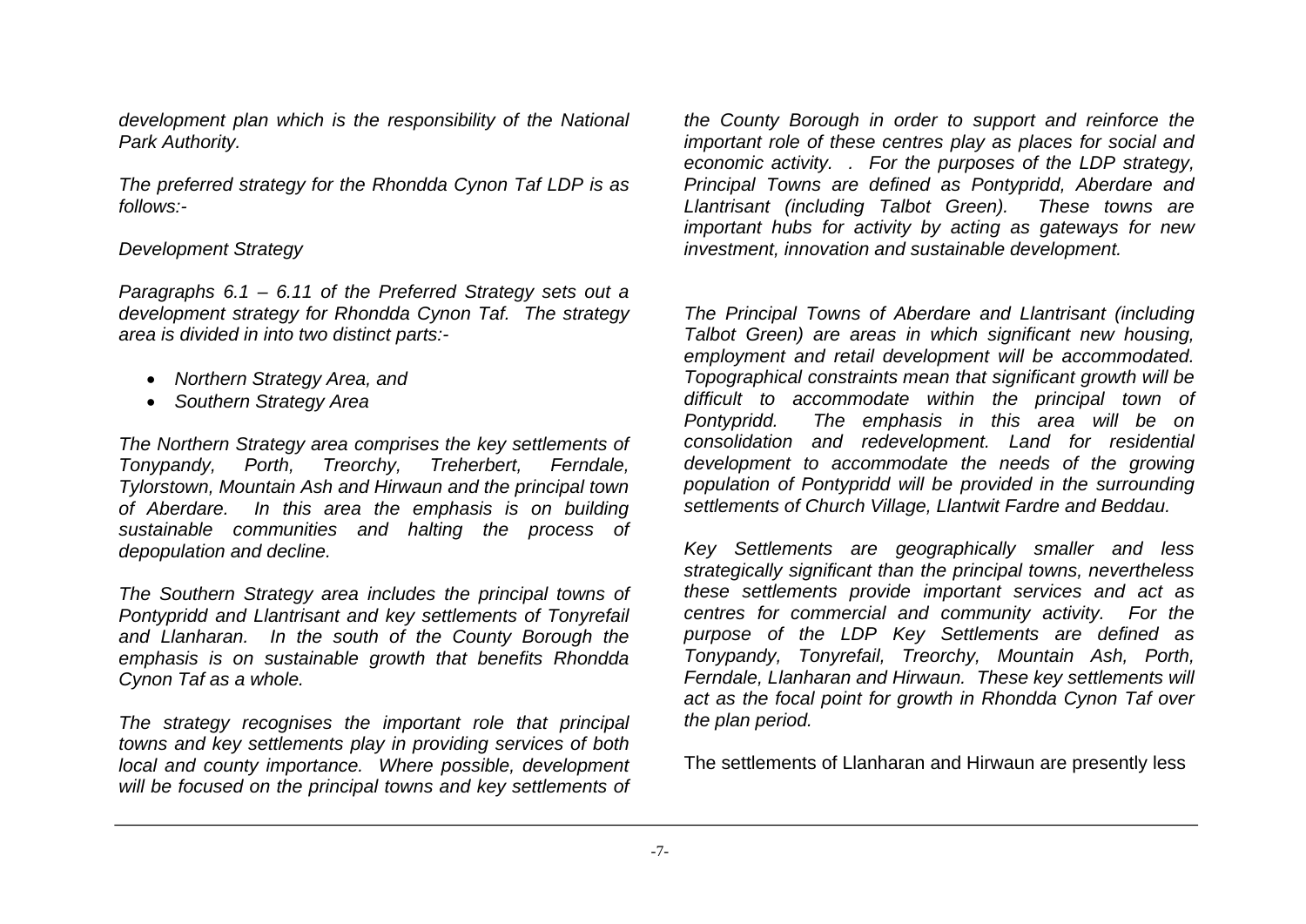*development plan which is the responsibility of the National Park Authority.*

*The preferred strategy for the Rhondda Cynon Taf LDP is as follows:-*

*Development Strategy*

*Paragraphs 6.1 – 6.11 of the Preferred Strategy sets out a development strategy for Rhondda Cynon Taf. The strategy area is divided in into two distinct parts:-*

- *Northern Strategy Area, and*
- *Southern Strategy Area*

*The Northern Strategy area comprises the key settlements of Tonypandy, Porth, Treorchy, Treherbert, Ferndale, Tylorstown, Mountain Ash and Hirwaun and the principal town of Aberdare. In this area the emphasis is on building sustainable communities and halting the process of depopulation and decline.*

*The Southern Strategy area includes the principal towns of Pontypridd and Llantrisant and key settlements of Tonyrefail and Llanharan. In the south of the County Borough the emphasis is on sustainable growth that benefits Rhondda Cynon Taf as a whole.*

*The strategy recognises the important role that principal towns and key settlements play in providing services of both local and county importance. Where possible, development will be focused on the principal towns and key settlements of the County Borough in order to support and reinforce the important role of these centres play as places for social and economic activity. . For the purposes of the LDP strategy, Principal Towns are defined as Pontypridd, Aberdare and Llantrisant (including Talbot Green). These towns are important hubs for activity by acting as gateways for new investment, innovation and sustainable development.*

*The Principal Towns of Aberdare and Llantrisant (including Talbot Green) are areas in which significant new housing, employment and retail development will be accommodated. Topographical constraints mean that significant growth will be difficult to accommodate within the principal town of Pontypridd. The emphasis in this area will be on consolidation and redevelopment. Land for residential development to accommodate the needs of the growing population of Pontypridd will be provided in the surrounding settlements of Church Village, Llantwit Fardre and Beddau.*

*Key Settlements are geographically smaller and less strategically significant than the principal towns, nevertheless these settlements provide important services and act as centres for commercial and community activity. For the purpose of the LDP Key Settlements are defined as Tonypandy, Tonyrefail, Treorchy, Mountain Ash, Porth, Ferndale, Llanharan and Hirwaun. These key settlements will act as the focal point for growth in Rhondda Cynon Taf over the plan period.*

The settlements of Llanharan and Hirwaun are presently less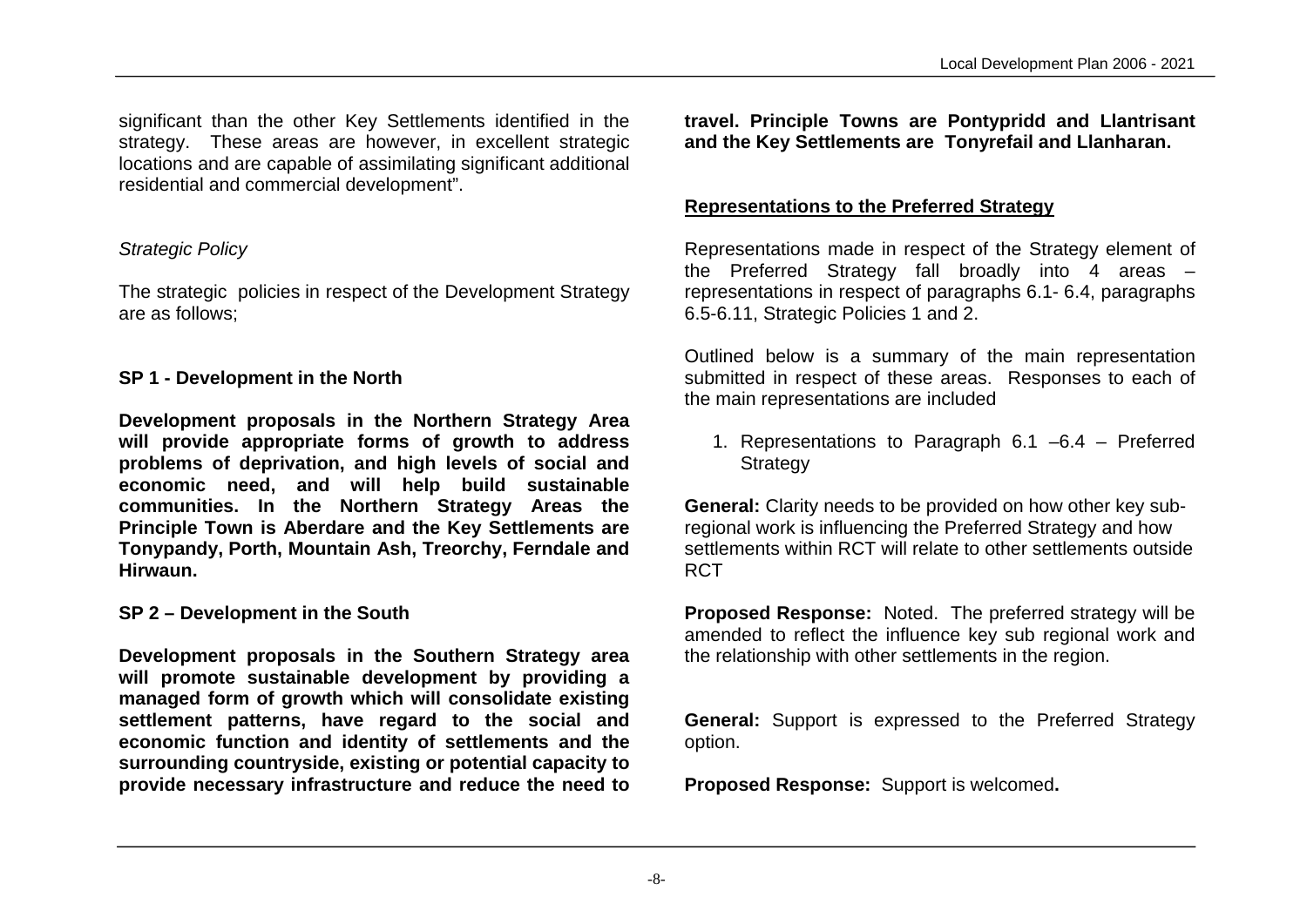significant than the other Key Settlements identified in the strategy. These areas are however, in excellent strategic locations and are capable of assimilating significant additional residential and commercial development".

*Strategic Policy*

The strategic policies in respect of the Development Strategy are as follows;

**SP 1 - Development in the North**

**Development proposals in the Northern Strategy Area will provide appropriate forms of growth to address problems of deprivation, and high levels of social and economic need, and will help build sustainable communities. In the Northern Strategy Areas the Principle Town is Aberdare and the Key Settlements are Tonypandy, Porth, Mountain Ash, Treorchy, Ferndale and Hirwaun.**

**SP 2 – Development in the South**

**Development proposals in the Southern Strategy area will promote sustainable development by providing a managed form of growth which will consolidate existing settlement patterns, have regard to the social and economic function and identity of settlements and the surrounding countryside, existing or potential capacity to provide necessary infrastructure and reduce the need to travel. Principle Towns are Pontypridd and Llantrisant and the Key Settlements are Tonyrefail and Llanharan.**

**Representations to the Preferred Strategy**

Representations made in respect of the Strategy element of the Preferred Strategy fall broadly into 4 areas – representations in respect of paragraphs 6.1- 6.4, paragraphs 6.5-6.11, Strategic Policies 1 and 2.

Outlined below is a summary of the main representation submitted in respect of these areas. Responses to each of the main representations are included

1. Representations to Paragraph 6.1 –6.4 – Preferred Strategy

**General:** Clarity needs to be provided on how other key sub-regional work is influencing the Preferred Strategy and how settlements within RCT will relate to other settlements outside RCT

**Proposed Response:** Noted. The preferred strategy will be amended to reflect the influence key sub regional work and the relationship with other settlements in the region.

**General:** Support is expressed to the Preferred Strategy option.

**Proposed Response:** Support is welcomed**.**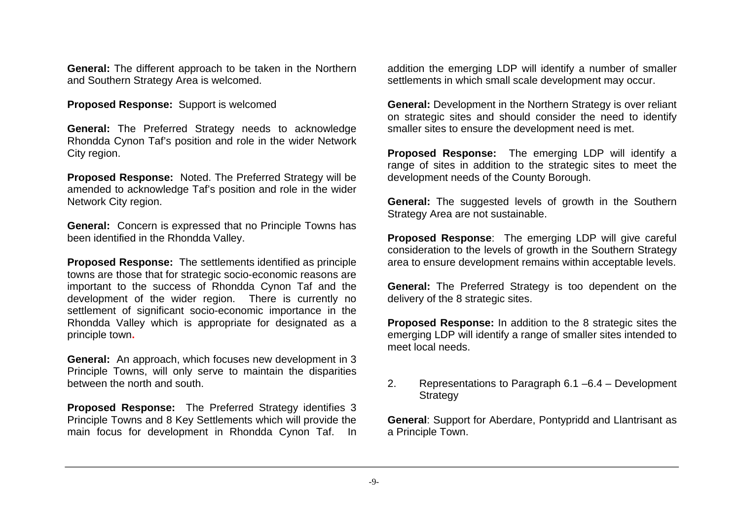**General:** The different approach to be taken in the Northern and Southern Strategy Area is welcomed.

**Proposed Response:** Support is welcomed

**General:** The Preferred Strategy needs to acknowledge Rhondda Cynon Taf's position and role in the wider Network City region.

**Proposed Response:** Noted. The Preferred Strategy will be amended to acknowledge Taf's position and role in the wider Network City region.

**General:** Concern is expressed that no Principle Towns has been identified in the Rhondda Valley.

**Proposed Response:** The settlements identified as principle towns are those that for strategic socio-economic reasons are important to the success of Rhondda Cynon Taf and the development of the wider region. There is currently no settlement of significant socio-economic importance in the Rhondda Valley which is appropriate for designated as a principle town.

**General:** An approach, which focuses new development in 3 Principle Towns, will only serve to maintain the disparities between the north and south.

**Proposed Response:** The Preferred Strategy identifies 3 Principle Towns and 8 Key Settlements which will provide the main focus for development in Rhondda Cynon Taf. In addition the emerging LDP will identify a number of smaller settlements in which small scale development may occur.

**General:** Development in the Northern Strategy is over reliant on strategic sites and should consider the need to identify smaller sites to ensure the development need is met.

**Proposed Response:** The emerging LDP will identify a range of sites in addition to the strategic sites to meet the development needs of the County Borough.

**General:** The suggested levels of growth in the Southern Strategy Area are not sustainable.

**Proposed Response**: The emerging LDP will give careful consideration to the levels of growth in the Southern Strategy area to ensure development remains within acceptable levels.

**General:** The Preferred Strategy is too dependent on the delivery of the 8 strategic sites.

**Proposed Response:** In addition to the 8 strategic sites the emerging LDP will identify a range of smaller sites intended to meet local needs.

2. Representations to Paragraph 6.1 –6.4 – Development Strategy

**General**: Support for Aberdare, Pontypridd and Llantrisant as a Principle Town.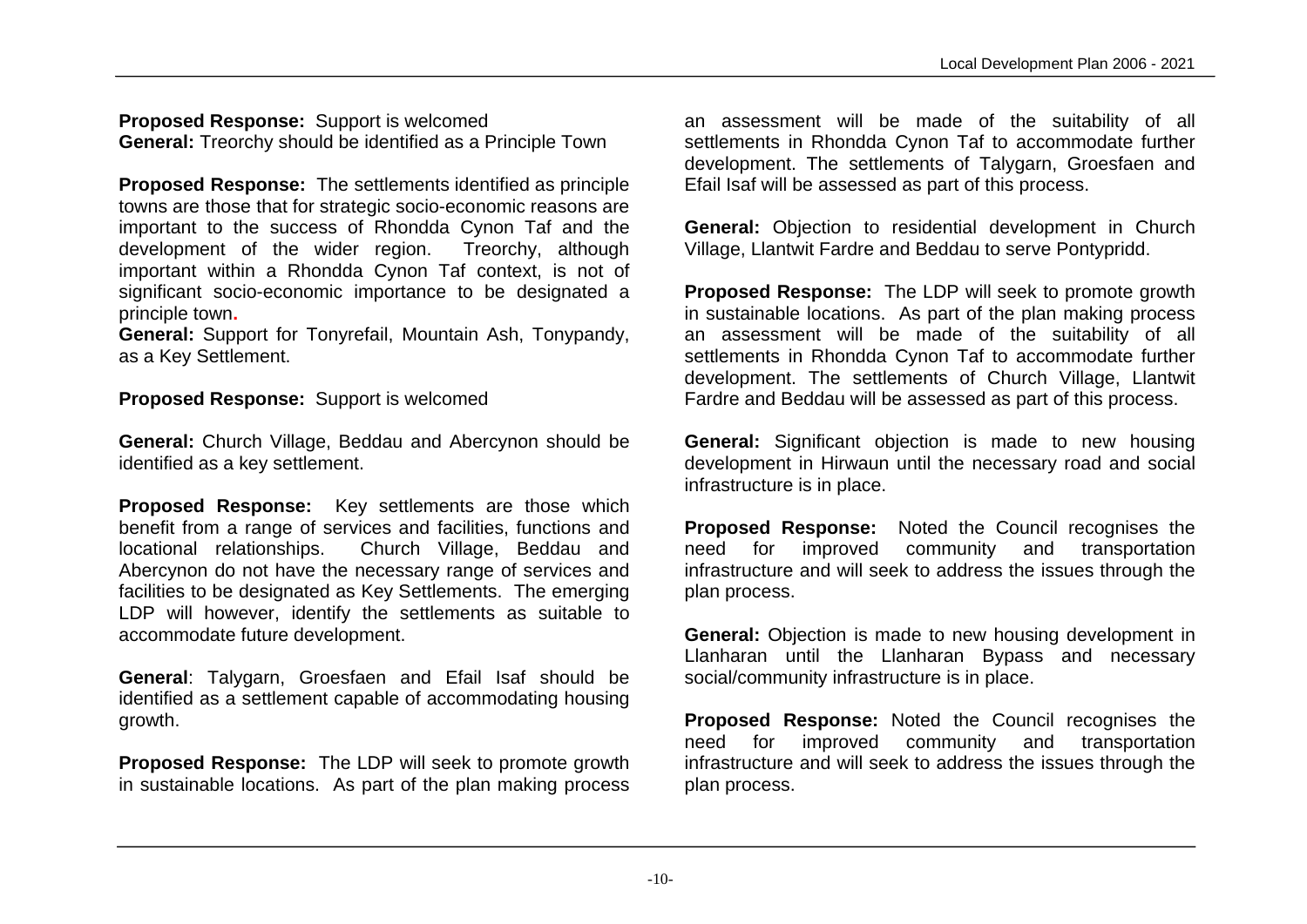**Proposed Response:** Support is welcomed

**General:** Treorchy should be identified as a Principle Town

**Proposed Response:** The settlements identified as principle towns are those that for strategic socio-economic reasons are important to the success of Rhondda Cynon Taf and the development of the wider region. Treorchy, although important within a Rhondda Cynon Taf context, is not of significant socio-economic importance to be designated a principle town.

**General:** Support for Tonyrefail, Mountain Ash, Tonypandy, as a Key Settlement.

**Proposed Response:** Support is welcomed

**General:** Church Village, Beddau and Abercynon should be identified as a key settlement.

**Proposed Response:** Key settlements are those which benefit from a range of services and facilities, functions and locational relationships. Church Village, Beddau and Abercynon do not have the necessary range of services and facilities to be designated as Key Settlements. The emerging LDP will however, identify the settlements as suitable to accommodate future development.

**General**: Talygarn, Groesfaen and Efail Isaf should be identified as a settlement capable of accommodating housing growth.

**Proposed Response:** The LDP will seek to promote growth in sustainable locations. As part of the plan making process an assessment will be made of the suitability of all settlements in Rhondda Cynon Taf to accommodate further development. The settlements of Talygarn, Groesfaen and Efail Isaf will be assessed as part of this process.

**General:** Objection to residential development in Church Village, Llantwit Fardre and Beddau to serve Pontypridd.

**Proposed Response:** The LDP will seek to promote growth in sustainable locations. As part of the plan making process an assessment will be made of the suitability of all settlements in Rhondda Cynon Taf to accommodate further development. The settlements of Church Village, Llantwit Fardre and Beddau will be assessed as part of this process.

**General:** Significant objection is made to new housing development in Hirwaun until the necessary road and social infrastructure is in place.

**Proposed Response:** Noted the Council recognises the need for improved community and transportation infrastructure and will seek to address the issues through the plan process.

**General:** Objection is made to new housing development in Llanharan until the Llanharan Bypass and necessary social/community infrastructure is in place.

**Proposed Response:** Noted the Council recognises the need for improved community and transportation infrastructure and will seek to address the issues through the plan process.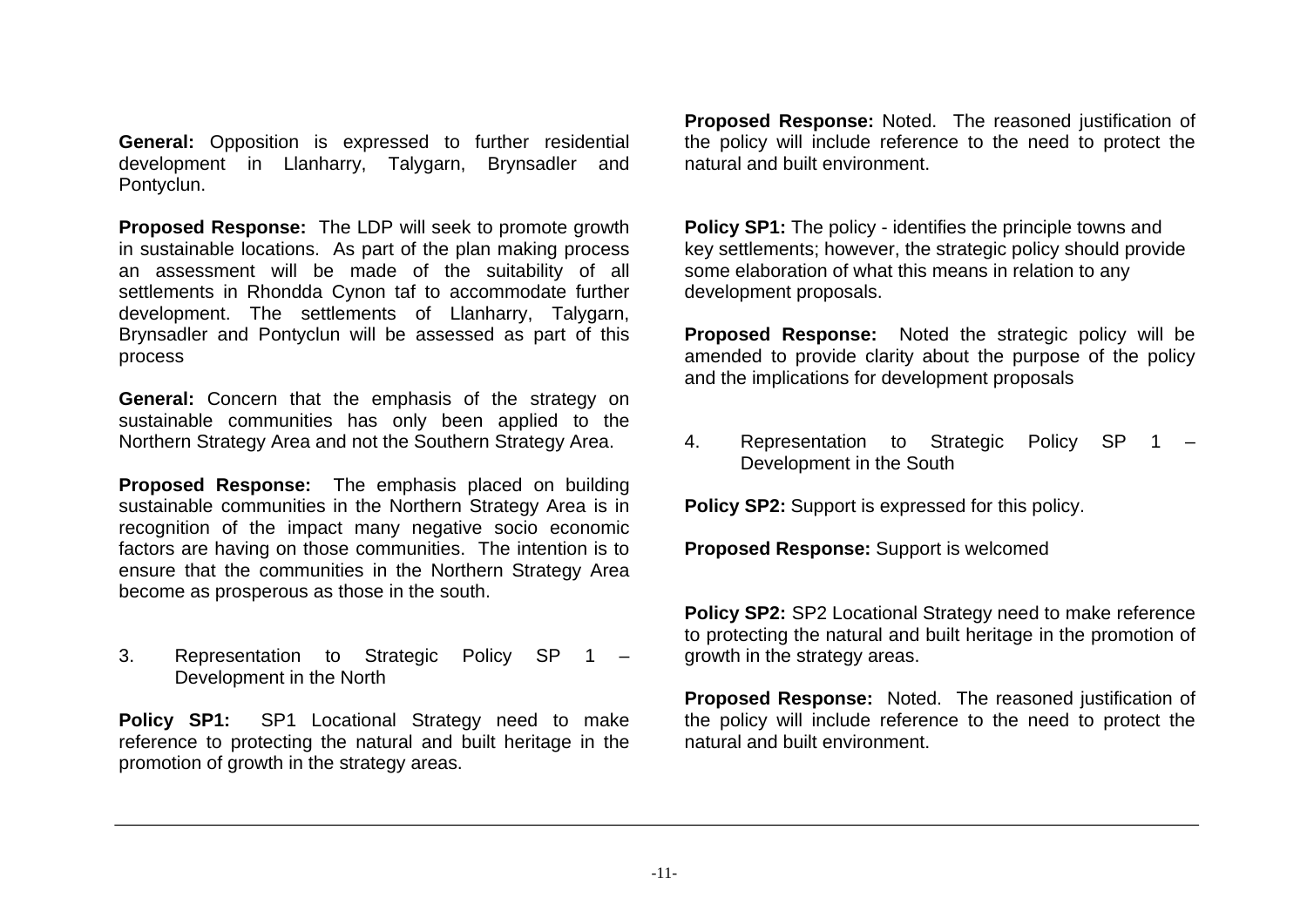**General:** Opposition is expressed to further residential development in Llanharry, Talygarn, Brynsadler and Pontyclun.

**Proposed Response:** The LDP will seek to promote growth in sustainable locations. As part of the plan making process an assessment will be made of the suitability of all settlements in Rhondda Cynon taf to accommodate further development. The settlements of Llanharry, Talygarn, Brynsadler and Pontyclun will be assessed as part of this process

**General:** Concern that the emphasis of the strategy on sustainable communities has only been applied to the Northern Strategy Area and not the Southern Strategy Area.

**Proposed Response:** The emphasis placed on building sustainable communities in the Northern Strategy Area is in recognition of the impact many negative socio economic factors are having on those communities. The intention is to ensure that the communities in the Northern Strategy Area become as prosperous as those in the south.

3. Representation to Strategic Policy SP 1 – Development in the North

**Policy SP1:** SP1 Locational Strategy need to make reference to protecting the natural and built heritage in the promotion of growth in the strategy areas.

**Proposed Response:** Noted. The reasoned justification of the policy will include reference to the need to protect the natural and built environment.

**Policy SP1:** The policy - identifies the principle towns and key settlements; however, the strategic policy should provide some elaboration of what this means in relation to any development proposals.

**Proposed Response:** Noted the strategic policy will be amended to provide clarity about the purpose of the policy and the implications for development proposals

4. Representation to Strategic Policy SP 1 – Development in the South

**Policy SP2:** Support is expressed for this policy.

**Proposed Response:** Support is welcomed

**Policy SP2:** SP2 Locational Strategy need to make reference to protecting the natural and built heritage in the promotion of growth in the strategy areas.

**Proposed Response:** Noted. The reasoned justification of the policy will include reference to the need to protect the natural and built environment.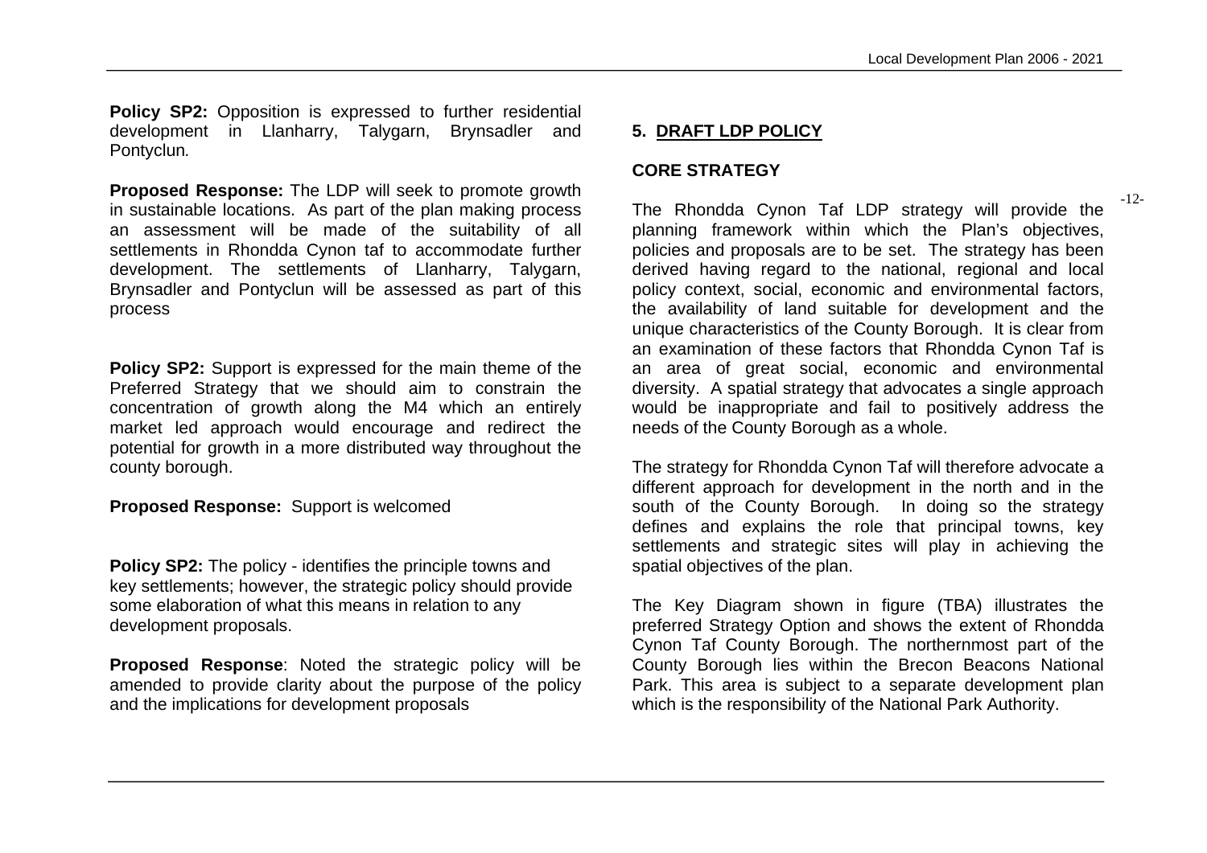**Policy SP2:** Opposition is expressed to further residential development in Llanharry, Talygarn, Brynsadler and Pontyclun.

**Proposed Response:** The LDP will seek to promote growth in sustainable locations. As part of the plan making process an assessment will be made of the suitability of all settlements in Rhondda Cynon taf to accommodate further development. The settlements of Llanharry, Talygarn, Brynsadler and Pontyclun will be assessed as part of this process

**Policy SP2:** Support is expressed for the main theme of the Preferred Strategy that we should aim to constrain the concentration of growth along the M4 which an entirely market led approach would encourage and redirect the potential for growth in a more distributed way throughout the county borough.

**Proposed Response:** Support is welcomed

**Policy SP2:** The policy - identifies the principle towns and key settlements; however, the strategic policy should provide some elaboration of what this means in relation to any development proposals.

**Proposed Response**: Noted the strategic policy will be amended to provide clarity about the purpose of the policy and the implications for development proposals

## 5. DRAFT LDP POLICY

### CORE STRATEGY

The Rhondda Cynon Taf LDP strategy will provide the planning framework within which the Plan's objectives, policies and proposals are to be set. The strategy has been derived having regard to the national, regional and local policy context, social, economic and environmental factors, the availability of land suitable for development and the unique characteristics of the County Borough. It is clear from an examination of these factors that Rhondda Cynon Taf is an area of great social, economic and environmental diversity. A spatial strategy that advocates a single approach would be inappropriate and fail to positively address the needs of the County Borough as a whole.

The strategy for Rhondda Cynon Taf will therefore advocate a different approach for development in the north and in the south of the County Borough. In doing so the strategy defines and explains the role that principal towns, key settlements and strategic sites will play in achieving the spatial objectives of the plan.

The Key Diagram shown in figure (TBA) illustrates the preferred Strategy Option and shows the extent of Rhondda Cynon Taf County Borough. The northernmost part of the County Borough lies within the Brecon Beacons National Park. This area is subject to a separate development plan which is the responsibility of the National Park Authority.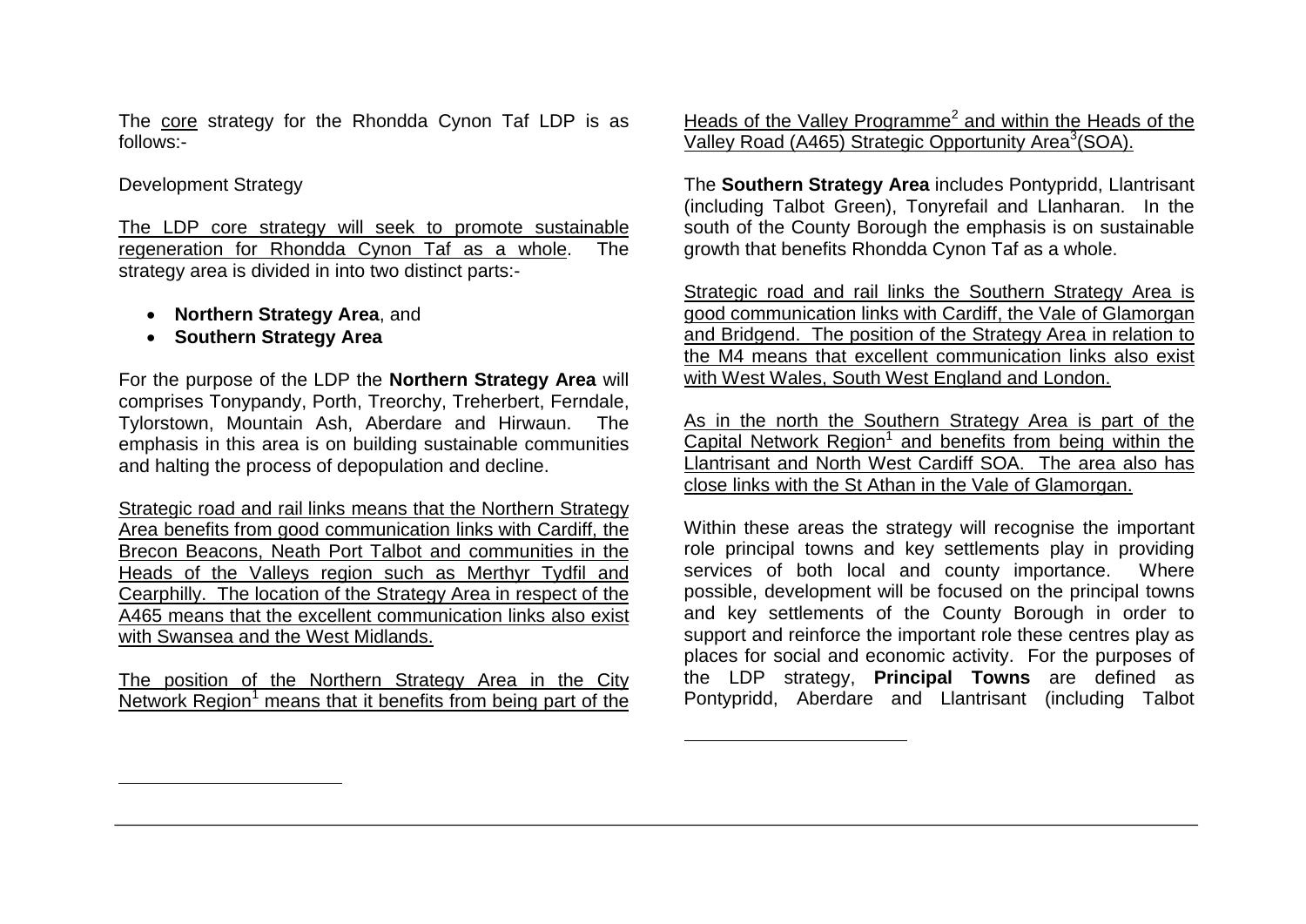The core strategy for the Rhondda Cynon Taf LDP is as follows:-

Development Strategy

The LDP core strategy will seek to promote sustainable regeneration for Rhondda Cynon Taf as a whole. The strategy area is divided in into two distinct parts:-

- **Northern Strategy Area**, and
- **Southern Strategy Area**

For the purpose of the LDP the **Northern Strategy Area** will comprises Tonypandy, Porth, Treorchy, Treherbert, Ferndale, Tylorstown, Mountain Ash, Aberdare and Hirwaun. The emphasis in this area is on building sustainable communities and halting the process of depopulation and decline.

Strategic road and rail links means that the Northern Strategy Area benefits from good communication links with Cardiff, the Brecon Beacons, Neath Port Talbot and communities in the Heads of the Valleys region such as Merthyr Tydfil and Cearphilly. The location of the Strategy Area in respect of the A465 means that the excellent communication links also exist with Swansea and the West Midlands.

The position of the Northern Strategy Area in the City Network Region[1] means that it benefits from being part of the Heads of the Valley Programme[2] and within the Heads of the Valley Road (A465) Strategic Opportunity Area[3](SOA).

The **Southern Strategy Area** includes Pontypridd, Llantrisant (including Talbot Green), Tonyrefail and Llanharan. In the south of the County Borough the emphasis is on sustainable growth that benefits Rhondda Cynon Taf as a whole.

Strategic road and rail links the Southern Strategy Area is good communication links with Cardiff, the Vale of Glamorgan and Bridgend. The position of the Strategy Area in relation to the M4 means that excellent communication links also exist with West Wales, South West England and London.

As in the north the Southern Strategy Area is part of the Capital Network Region[1] and benefits from being within the Llantrisant and North West Cardiff SOA. The area also has close links with the St Athan in the Vale of Glamorgan.

Within these areas the strategy will recognise the important role principal towns and key settlements play in providing services of both local and county importance. Where possible, development will be focused on the principal towns and key settlements of the County Borough in order to support and reinforce the important role these centres play as places for social and economic activity. For the purposes of the LDP strategy, **Principal Towns** are defined as Pontypridd, Aberdare and Llantrisant (including Talbot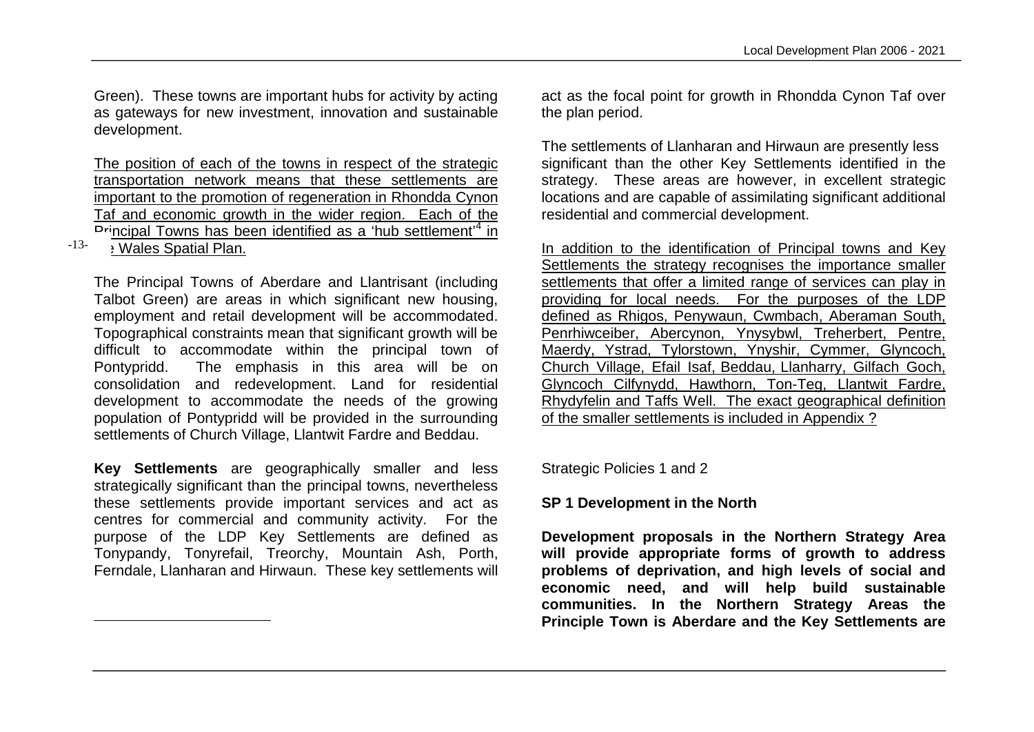Green). These towns are important hubs for activity by acting as gateways for new investment, innovation and sustainable development.

The position of each of the towns in respect of the strategic transportation network means that these settlements are important to the promotion of regeneration in Rhondda Cynon Taf and economic growth in the wider region. Each of the Principal Towns has been identified as a 'hub settlement'[4] in the Wales Spatial Plan.

The Principal Towns of Aberdare and Llantrisant (including Talbot Green) are areas in which significant new housing, employment and retail development will be accommodated. Topographical constraints mean that significant growth will be difficult to accommodate within the principal town of Pontypridd. The emphasis in this area will be on consolidation and redevelopment. Land for residential development to accommodate the needs of the growing population of Pontypridd will be provided in the surrounding settlements of Church Village, Llantwit Fardre and Beddau.

**Key Settlements** are geographically smaller and less strategically significant than the principal towns, nevertheless these settlements provide important services and act as centres for commercial and community activity. For the purpose of the LDP Key Settlements are defined as Tonypandy, Tonyrefail, Treorchy, Mountain Ash, Porth, Ferndale, Llanharan and Hirwaun. These key settlements will act as the focal point for growth in Rhondda Cynon Taf over the plan period.

The settlements of Llanharan and Hirwaun are presently less significant than the other Key Settlements identified in the strategy. These areas are however, in excellent strategic locations and are capable of assimilating significant additional residential and commercial development.

In addition to the identification of Principal towns and Key Settlements the strategy recognises the importance smaller settlements that offer a limited range of services can play in providing for local needs. For the purposes of the LDP defined as Rhigos, Penywaun, Cwmbach, Aberaman South, Penrhiwceiber, Abercynon, Ynysybwl, Treherbert, Pentre, Maerdy, Ystrad, Tylorstown, Ynyshir, Cymmer, Glyncoch, Church Village, Efail Isaf, Beddau, Llanharry, Gilfach Goch, Glyncoch Cilfynydd, Hawthorn, Ton-Teg, Llantwit Fardre, Rhydyfelin and Taffs Well. The exact geographical definition of the smaller settlements is included in Appendix ?

Strategic Policies 1 and 2

**SP 1 Development in the North**

**Development proposals in the Northern Strategy Area will provide appropriate forms of growth to address problems of deprivation, and high levels of social and economic need, and will help build sustainable communities. In the Northern Strategy Areas the Principle Town is Aberdare and the Key Settlements are**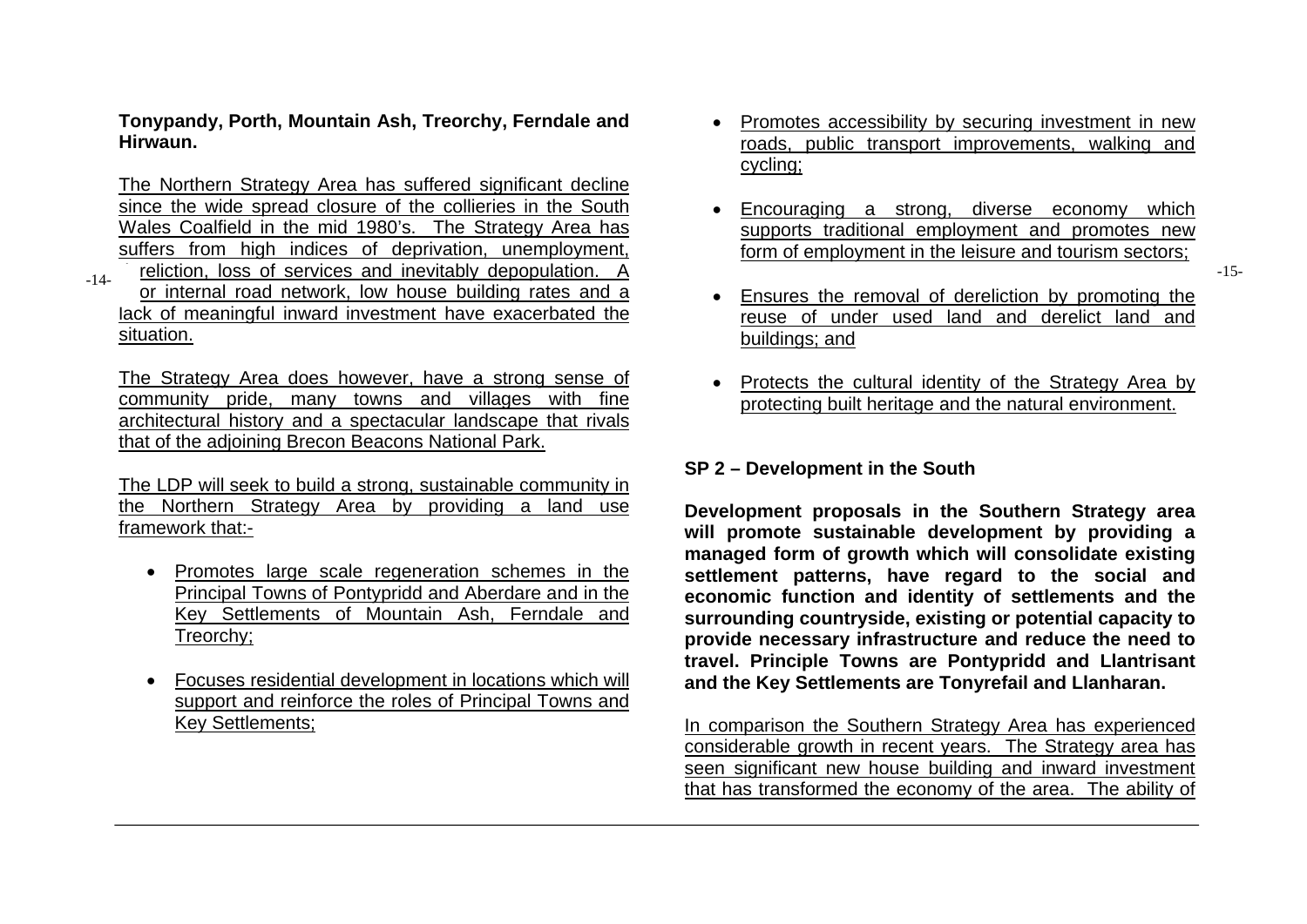**Tonypandy, Porth, Mountain Ash, Treorchy, Ferndale and Hirwaun.**

The Northern Strategy Area has suffered significant decline since the wide spread closure of the collieries in the South Wales Coalfield in the mid 1980's. The Strategy Area has suffers from high indices of deprivation, unemployment, reliction, loss of services and inevitably depopulation. A or internal road network, low house building rates and a lack of meaningful inward investment have exacerbated the situation.

The Strategy Area does however, have a strong sense of community pride, many towns and villages with fine architectural history and a spectacular landscape that rivals that of the adjoining Brecon Beacons National Park.

The LDP will seek to build a strong, sustainable community in the Northern Strategy Area by providing a land use framework that:-

- Promotes large scale regeneration schemes in the Principal Towns of Pontypridd and Aberdare and in the Key Settlements of Mountain Ash, Ferndale and Treorchy;
- Focuses residential development in locations which will support and reinforce the roles of Principal Towns and Key Settlements;
- Promotes accessibility by securing investment in new roads, public transport improvements, walking and cycling;
- Encouraging a strong, diverse economy which supports traditional employment and promotes new form of employment in the leisure and tourism sectors;
- Ensures the removal of dereliction by promoting the reuse of under used land and derelict land and buildings; and
- Protects the cultural identity of the Strategy Area by protecting built heritage and the natural environment.

## SP 2 – Development in the South

**Development proposals in the Southern Strategy area will promote sustainable development by providing a managed form of growth which will consolidate existing settlement patterns, have regard to the social and economic function and identity of settlements and the surrounding countryside, existing or potential capacity to provide necessary infrastructure and reduce the need to travel. Principle Towns are Pontypridd and Llantrisant and the Key Settlements are Tonyrefail and Llanharan.**

In comparison the Southern Strategy Area has experienced considerable growth in recent years. The Strategy area has seen significant new house building and inward investment that has transformed the economy of the area. The ability of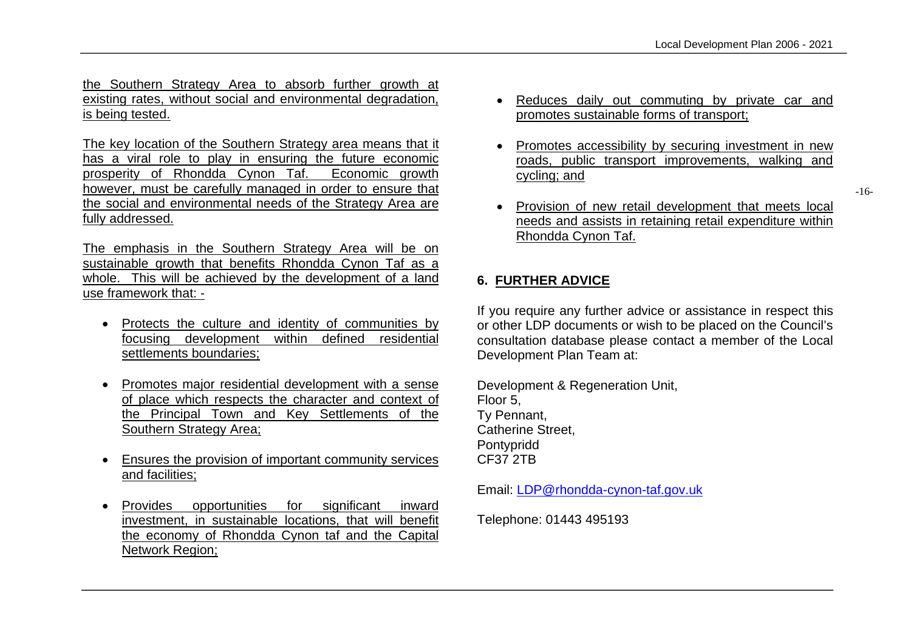the Southern Strategy Area to absorb further growth at existing rates, without social and environmental degradation, is being tested.

The key location of the Southern Strategy area means that it has a viral role to play in ensuring the future economic prosperity of Rhondda Cynon Taf. Economic growth however, must be carefully managed in order to ensure that the social and environmental needs of the Strategy Area are fully addressed.

The emphasis in the Southern Strategy Area will be on sustainable growth that benefits Rhondda Cynon Taf as a whole. This will be achieved by the development of a land use framework that: -

- Protects the culture and identity of communities by focusing development within defined residential settlements boundaries;
- Promotes major residential development with a sense of place which respects the character and context of the Principal Town and Key Settlements of the Southern Strategy Area;
- Ensures the provision of important community services and facilities;
- Provides opportunities for significant inward investment, in sustainable locations, that will benefit the economy of Rhondda Cynon taf and the Capital Network Region;
- Reduces daily out commuting by private car and promotes sustainable forms of transport;
- Promotes accessibility by securing investment in new roads, public transport improvements, walking and cycling; and
- Provision of new retail development that meets local needs and assists in retaining retail expenditure within Rhondda Cynon Taf.

## 6. FURTHER ADVICE

If you require any further advice or assistance in respect this or other LDP documents or wish to be placed on the Council's consultation database please contact a member of the Local Development Plan Team at:

Development & Regeneration Unit,
Floor 5,
Ty Pennant,
Catherine Street,
Pontypridd
CF37 2TB

Email: LDP@rhondda-cynon-taf.gov.uk

Telephone: 01443 495193